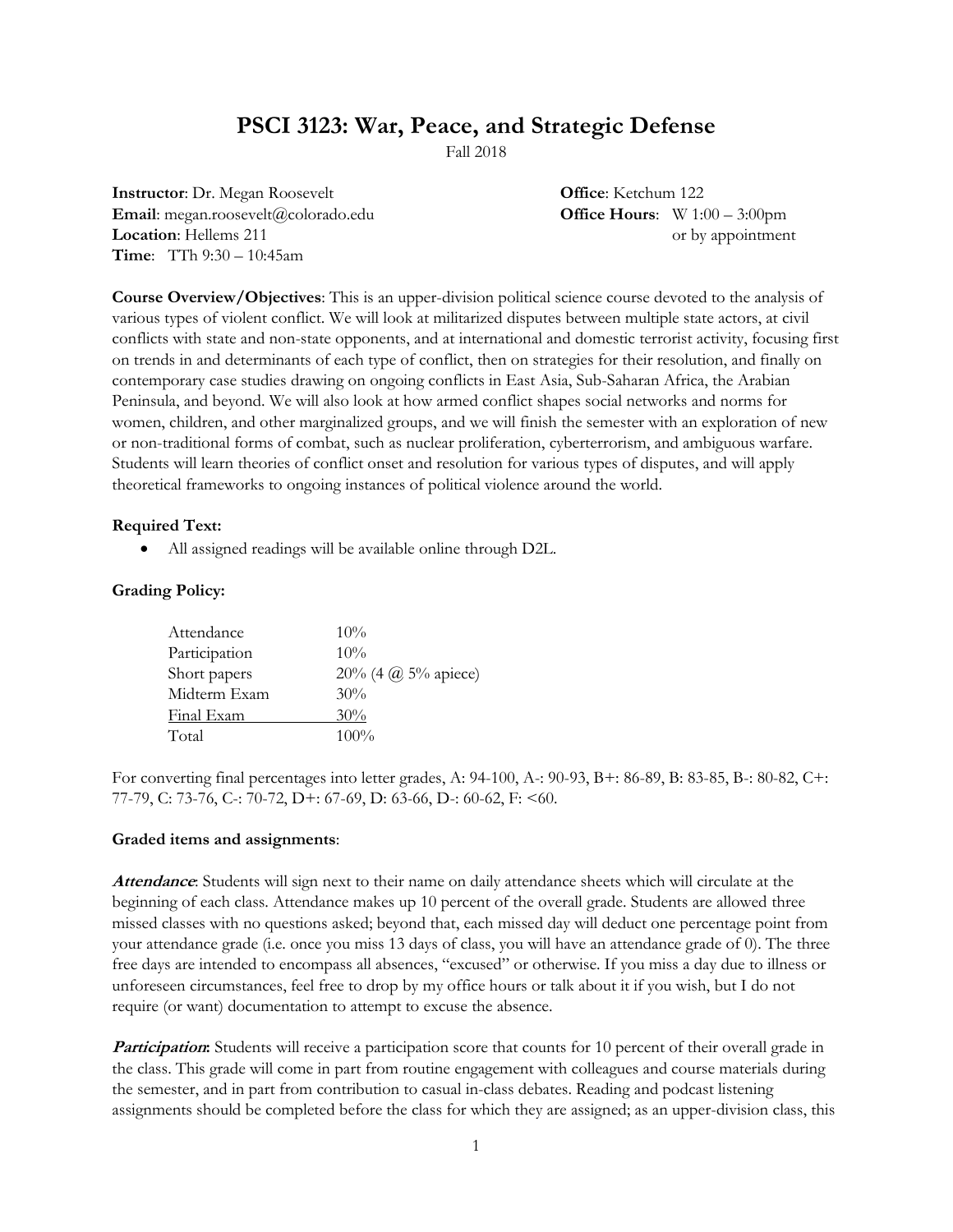# PSCI 3123: War, Peace, and Strategic Defense

Fall 2018

**Instructor**: Dr. Megan Roosevelt
**Email**: megan.roosevelt@colorado.edu
**Location**: Hellems 211
**Time**: TTh 9:30 – 10:45am

**Office**: Ketchum 122
**Office Hours**: W 1:00 – 3:00pm or by appointment

**Course Overview/Objectives**: This is an upper-division political science course devoted to the analysis of various types of violent conflict. We will look at militarized disputes between multiple state actors, at civil conflicts with state and non-state opponents, and at international and domestic terrorist activity, focusing first on trends in and determinants of each type of conflict, then on strategies for their resolution, and finally on contemporary case studies drawing on ongoing conflicts in East Asia, Sub-Saharan Africa, the Arabian Peninsula, and beyond. We will also look at how armed conflict shapes social networks and norms for women, children, and other marginalized groups, and we will finish the semester with an exploration of new or non-traditional forms of combat, such as nuclear proliferation, cyberterrorism, and ambiguous warfare. Students will learn theories of conflict onset and resolution for various types of disputes, and will apply theoretical frameworks to ongoing instances of political violence around the world.

**Required Text:**

- All assigned readings will be available online through D2L.

**Grading Policy:**

| | |
|---|---|
| Attendance | 10% |
| Participation | 10% |
| Short papers | 20% (4 @ 5% apiece) |
| Midterm Exam | 30% |
| Final Exam | 30% |
| Total | 100% |

For converting final percentages into letter grades, A: 94-100, A-: 90-93, B+: 86-89, B: 83-85, B-: 80-82, C+: 77-79, C: 73-76, C-: 70-72, D+: 67-69, D: 63-66, D-: 60-62, F: <60.

**Graded items and assignments**:

***Attendance***: Students will sign next to their name on daily attendance sheets which will circulate at the beginning of each class. Attendance makes up 10 percent of the overall grade. Students are allowed three missed classes with no questions asked; beyond that, each missed day will deduct one percentage point from your attendance grade (i.e. once you miss 13 days of class, you will have an attendance grade of 0). The three free days are intended to encompass all absences, "excused" or otherwise. If you miss a day due to illness or unforeseen circumstances, feel free to drop by my office hours or talk about it if you wish, but I do not require (or want) documentation to attempt to excuse the absence.

***Participation***: Students will receive a participation score that counts for 10 percent of their overall grade in the class. This grade will come in part from routine engagement with colleagues and course materials during the semester, and in part from contribution to casual in-class debates. Reading and podcast listening assignments should be completed before the class for which they are assigned; as an upper-division class, this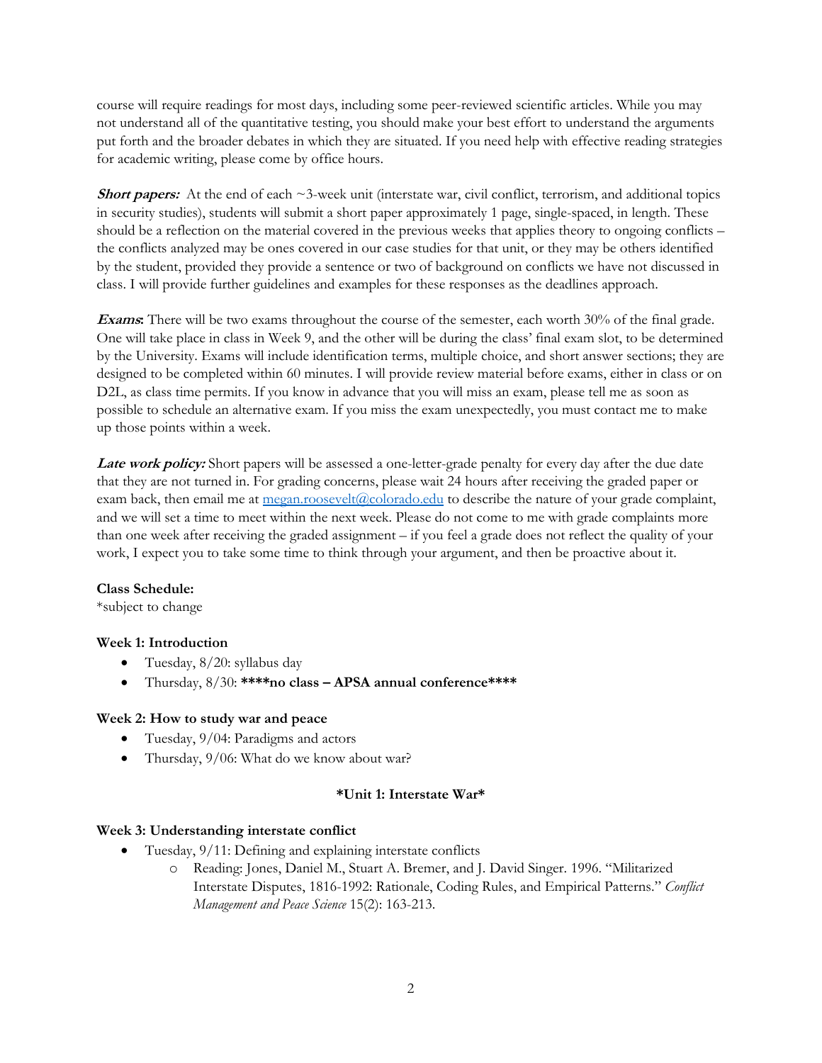course will require readings for most days, including some peer-reviewed scientific articles. While you may not understand all of the quantitative testing, you should make your best effort to understand the arguments put forth and the broader debates in which they are situated. If you need help with effective reading strategies for academic writing, please come by office hours.

***Short papers:*** At the end of each ~3-week unit (interstate war, civil conflict, terrorism, and additional topics in security studies), students will submit a short paper approximately 1 page, single-spaced, in length. These should be a reflection on the material covered in the previous weeks that applies theory to ongoing conflicts – the conflicts analyzed may be ones covered in our case studies for that unit, or they may be others identified by the student, provided they provide a sentence or two of background on conflicts we have not discussed in class. I will provide further guidelines and examples for these responses as the deadlines approach.

***Exams*:** There will be two exams throughout the course of the semester, each worth 30% of the final grade. One will take place in class in Week 9, and the other will be during the class' final exam slot, to be determined by the University. Exams will include identification terms, multiple choice, and short answer sections; they are designed to be completed within 60 minutes. I will provide review material before exams, either in class or on D2L, as class time permits. If you know in advance that you will miss an exam, please tell me as soon as possible to schedule an alternative exam. If you miss the exam unexpectedly, you must contact me to make up those points within a week.

***Late work policy:*** Short papers will be assessed a one-letter-grade penalty for every day after the due date that they are not turned in. For grading concerns, please wait 24 hours after receiving the graded paper or exam back, then email me at megan.roosevelt@colorado.edu to describe the nature of your grade complaint, and we will set a time to meet within the next week. Please do not come to me with grade complaints more than one week after receiving the graded assignment – if you feel a grade does not reflect the quality of your work, I expect you to take some time to think through your argument, and then be proactive about it.

**Class Schedule:**
*subject to change

**Week 1: Introduction**

- Tuesday, 8/20: syllabus day
- Thursday, 8/30: **\*\*\*\*no class – APSA annual conference\*\*\*\***

**Week 2: How to study war and peace**

- Tuesday, 9/04: Paradigms and actors
- Thursday, 9/06: What do we know about war?

**\*Unit 1: Interstate War\***

**Week 3: Understanding interstate conflict**

- Tuesday, 9/11: Defining and explaining interstate conflicts
  - Reading: Jones, Daniel M., Stuart A. Bremer, and J. David Singer. 1996. "Militarized Interstate Disputes, 1816-1992: Rationale, Coding Rules, and Empirical Patterns." *Conflict Management and Peace Science* 15(2): 163-213.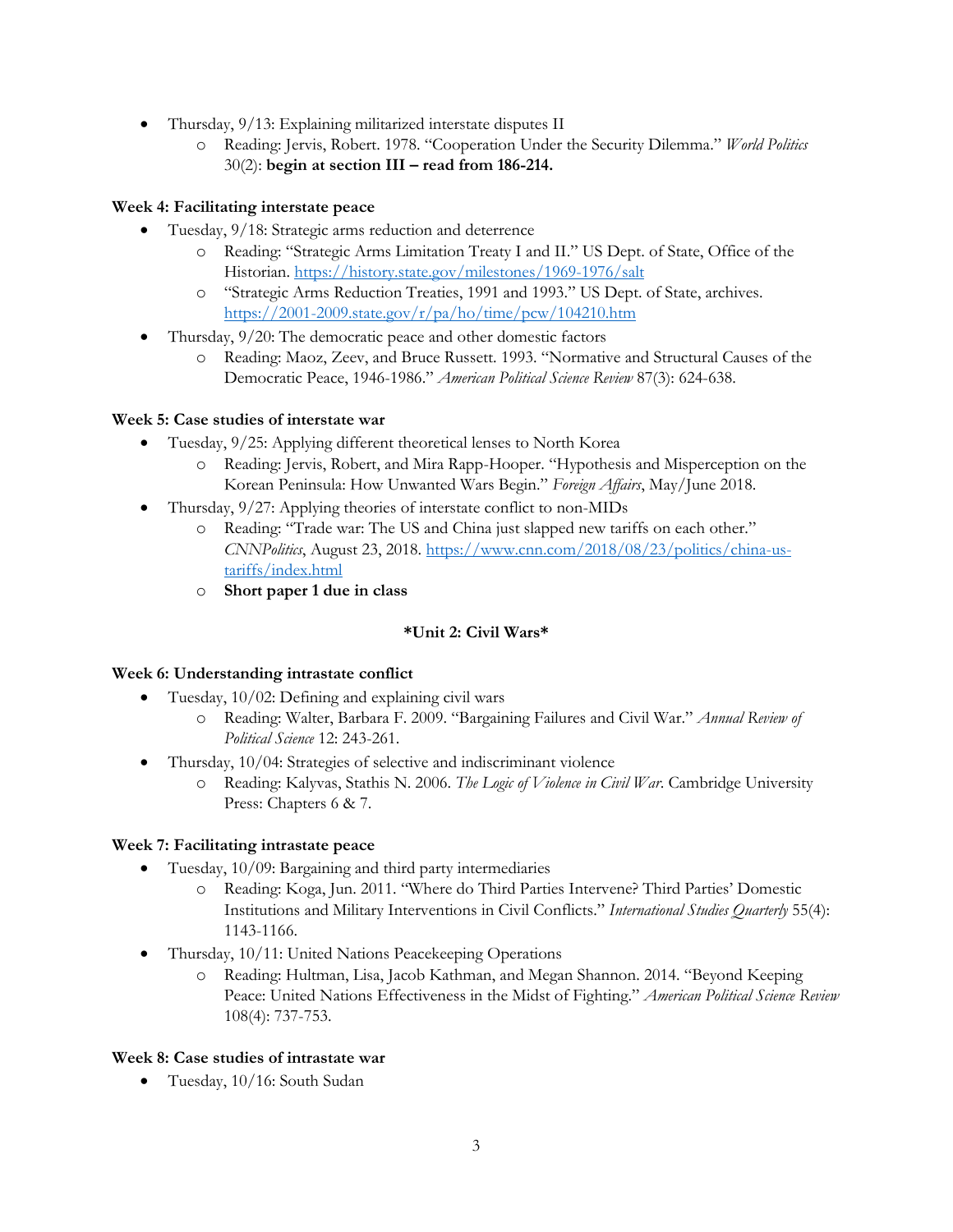- Thursday, 9/13: Explaining militarized interstate disputes II
  - Reading: Jervis, Robert. 1978. "Cooperation Under the Security Dilemma." *World Politics* 30(2): **begin at section III – read from 186-214.**

**Week 4: Facilitating interstate peace**

- Tuesday, 9/18: Strategic arms reduction and deterrence
  - Reading: "Strategic Arms Limitation Treaty I and II." US Dept. of State, Office of the Historian. https://history.state.gov/milestones/1969-1976/salt
  - "Strategic Arms Reduction Treaties, 1991 and 1993." US Dept. of State, archives. https://2001-2009.state.gov/r/pa/ho/time/pcw/104210.htm
- Thursday, 9/20: The democratic peace and other domestic factors
  - Reading: Maoz, Zeev, and Bruce Russett. 1993. "Normative and Structural Causes of the Democratic Peace, 1946-1986." *American Political Science Review* 87(3): 624-638.

**Week 5: Case studies of interstate war**

- Tuesday, 9/25: Applying different theoretical lenses to North Korea
  - Reading: Jervis, Robert, and Mira Rapp-Hooper. "Hypothesis and Misperception on the Korean Peninsula: How Unwanted Wars Begin." *Foreign Affairs*, May/June 2018.
- Thursday, 9/27: Applying theories of interstate conflict to non-MIDs
  - Reading: "Trade war: The US and China just slapped new tariffs on each other." *CNNPolitics*, August 23, 2018. https://www.cnn.com/2018/08/23/politics/china-us-tariffs/index.html
  - **Short paper 1 due in class**

**\*Unit 2: Civil Wars\***

**Week 6: Understanding intrastate conflict**

- Tuesday, 10/02: Defining and explaining civil wars
  - Reading: Walter, Barbara F. 2009. "Bargaining Failures and Civil War." *Annual Review of Political Science* 12: 243-261.
- Thursday, 10/04: Strategies of selective and indiscriminant violence
  - Reading: Kalyvas, Stathis N. 2006. *The Logic of Violence in Civil War*. Cambridge University Press: Chapters 6 & 7.

**Week 7: Facilitating intrastate peace**

- Tuesday, 10/09: Bargaining and third party intermediaries
  - Reading: Koga, Jun. 2011. "Where do Third Parties Intervene? Third Parties' Domestic Institutions and Military Interventions in Civil Conflicts." *International Studies Quarterly* 55(4): 1143-1166.
- Thursday, 10/11: United Nations Peacekeeping Operations
  - Reading: Hultman, Lisa, Jacob Kathman, and Megan Shannon. 2014. "Beyond Keeping Peace: United Nations Effectiveness in the Midst of Fighting." *American Political Science Review* 108(4): 737-753.

**Week 8: Case studies of intrastate war**

- Tuesday, 10/16: South Sudan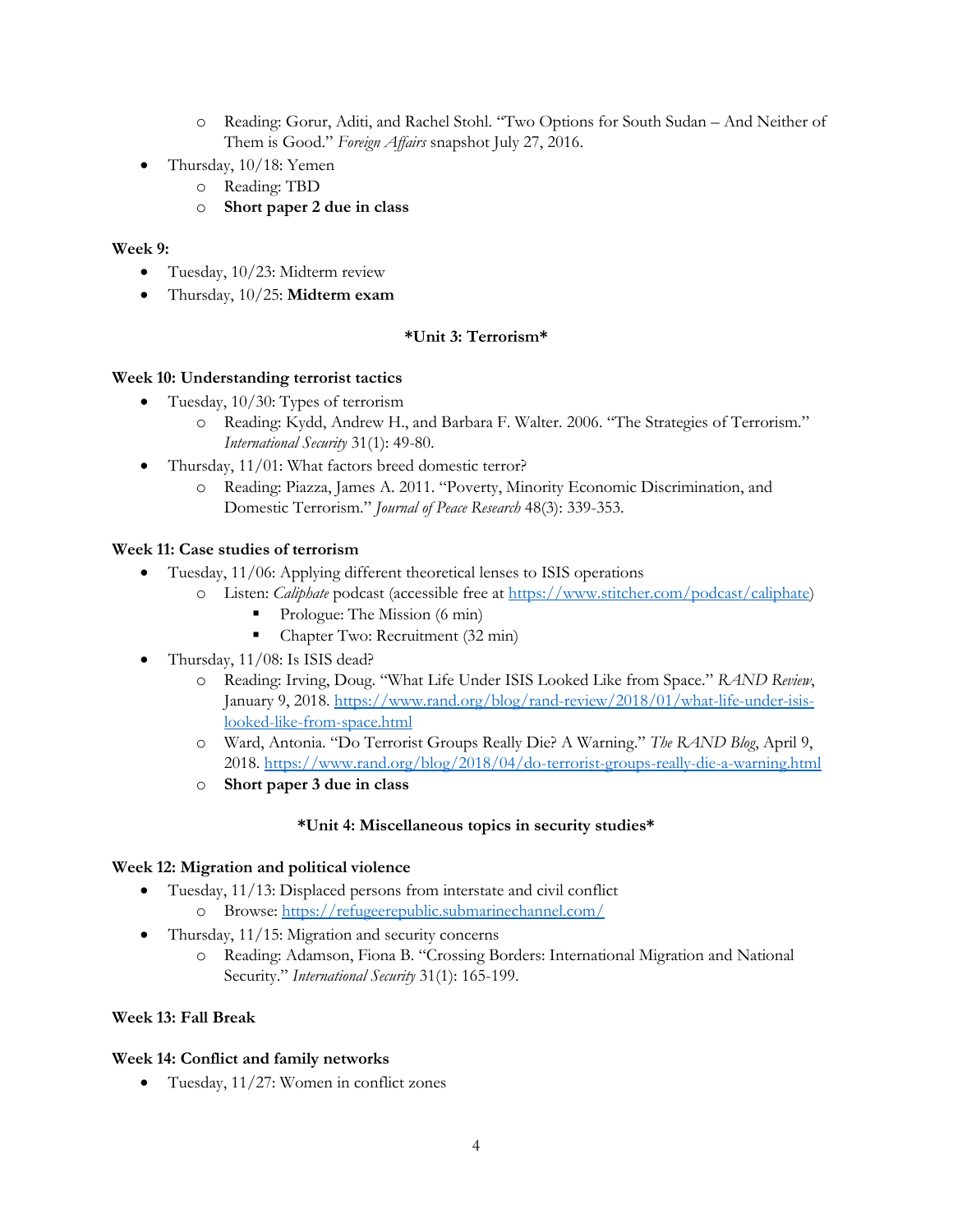- Reading: Gorur, Aditi, and Rachel Stohl. "Two Options for South Sudan – And Neither of Them is Good." *Foreign Affairs* snapshot July 27, 2016.
- Thursday, 10/18: Yemen
  - Reading: TBD
  - **Short paper 2 due in class**

**Week 9:**

- Tuesday, 10/23: Midterm review
- Thursday, 10/25: **Midterm exam**

**\*Unit 3: Terrorism\***

**Week 10: Understanding terrorist tactics**

- Tuesday, 10/30: Types of terrorism
  - Reading: Kydd, Andrew H., and Barbara F. Walter. 2006. "The Strategies of Terrorism." *International Security* 31(1): 49-80.
- Thursday, 11/01: What factors breed domestic terror?
  - Reading: Piazza, James A. 2011. "Poverty, Minority Economic Discrimination, and Domestic Terrorism." *Journal of Peace Research* 48(3): 339-353.

**Week 11: Case studies of terrorism**

- Tuesday, 11/06: Applying different theoretical lenses to ISIS operations
  - Listen: *Caliphate* podcast (accessible free at https://www.stitcher.com/podcast/caliphate)
    - Prologue: The Mission (6 min)
    - Chapter Two: Recruitment (32 min)
- Thursday, 11/08: Is ISIS dead?
  - Reading: Irving, Doug. "What Life Under ISIS Looked Like from Space." *RAND Review*, January 9, 2018. https://www.rand.org/blog/rand-review/2018/01/what-life-under-isis-looked-like-from-space.html
  - Ward, Antonia. "Do Terrorist Groups Really Die? A Warning." *The RAND Blog*, April 9, 2018. https://www.rand.org/blog/2018/04/do-terrorist-groups-really-die-a-warning.html
  - **Short paper 3 due in class**

**\*Unit 4: Miscellaneous topics in security studies\***

**Week 12: Migration and political violence**

- Tuesday, 11/13: Displaced persons from interstate and civil conflict
  - Browse: https://refugeerepublic.submarinechannel.com/
- Thursday, 11/15: Migration and security concerns
  - Reading: Adamson, Fiona B. "Crossing Borders: International Migration and National Security." *International Security* 31(1): 165-199.

**Week 13: Fall Break**

**Week 14: Conflict and family networks**

- Tuesday, 11/27: Women in conflict zones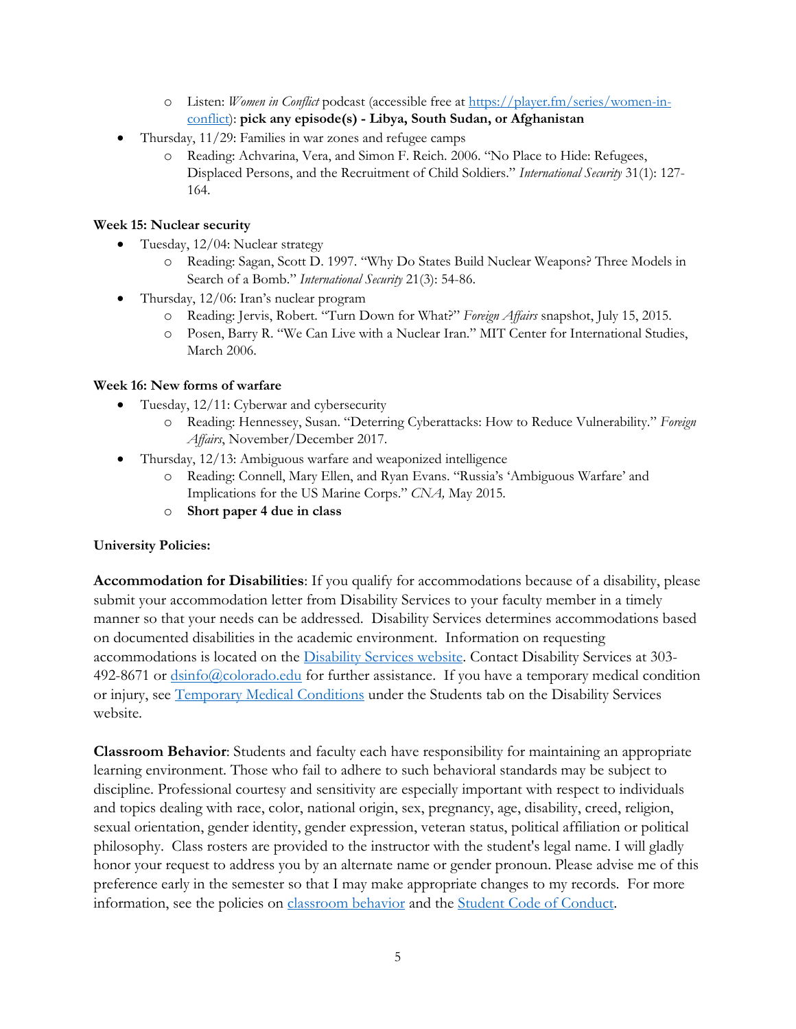- Listen: *Women in Conflict* podcast (accessible free at [https://player.fm/series/women-in-conflict](https://player.fm/series/women-in-conflict)): **pick any episode(s) - Libya, South Sudan, or Afghanistan**
- Thursday, 11/29: Families in war zones and refugee camps
    - Reading: Achvarina, Vera, and Simon F. Reich. 2006. "No Place to Hide: Refugees, Displaced Persons, and the Recruitment of Child Soldiers." *International Security* 31(1): 127-164.

**Week 15: Nuclear security**

- Tuesday, 12/04: Nuclear strategy
    - Reading: Sagan, Scott D. 1997. "Why Do States Build Nuclear Weapons? Three Models in Search of a Bomb." *International Security* 21(3): 54-86.
- Thursday, 12/06: Iran's nuclear program
    - Reading: Jervis, Robert. "Turn Down for What?" *Foreign Affairs* snapshot, July 15, 2015.
    - Posen, Barry R. "We Can Live with a Nuclear Iran." MIT Center for International Studies, March 2006.

**Week 16: New forms of warfare**

- Tuesday, 12/11: Cyberwar and cybersecurity
    - Reading: Hennessey, Susan. "Deterring Cyberattacks: How to Reduce Vulnerability." *Foreign Affairs*, November/December 2017.
- Thursday, 12/13: Ambiguous warfare and weaponized intelligence
    - Reading: Connell, Mary Ellen, and Ryan Evans. "Russia's 'Ambiguous Warfare' and Implications for the US Marine Corps." *CNA,* May 2015.
    - **Short paper 4 due in class**

**University Policies:**

**Accommodation for Disabilities**: If you qualify for accommodations because of a disability, please submit your accommodation letter from Disability Services to your faculty member in a timely manner so that your needs can be addressed. Disability Services determines accommodations based on documented disabilities in the academic environment. Information on requesting accommodations is located on the [Disability Services website](). Contact Disability Services at 303-492-8671 or [dsinfo@colorado.edu](mailto:dsinfo@colorado.edu) for further assistance. If you have a temporary medical condition or injury, see [Temporary Medical Conditions]() under the Students tab on the Disability Services website.

**Classroom Behavior**: Students and faculty each have responsibility for maintaining an appropriate learning environment. Those who fail to adhere to such behavioral standards may be subject to discipline. Professional courtesy and sensitivity are especially important with respect to individuals and topics dealing with race, color, national origin, sex, pregnancy, age, disability, creed, religion, sexual orientation, gender identity, gender expression, veteran status, political affiliation or political philosophy. Class rosters are provided to the instructor with the student's legal name. I will gladly honor your request to address you by an alternate name or gender pronoun. Please advise me of this preference early in the semester so that I may make appropriate changes to my records. For more information, see the policies on [classroom behavior]() and the [Student Code of Conduct]().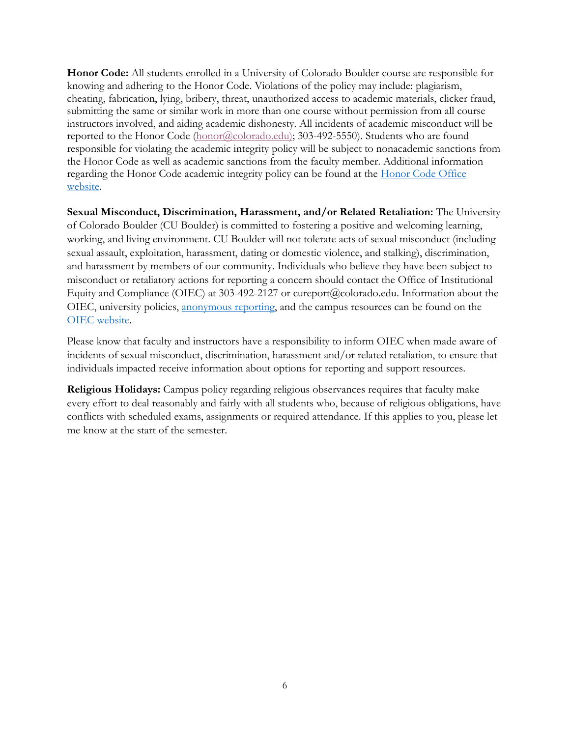**Honor Code:** All students enrolled in a University of Colorado Boulder course are responsible for knowing and adhering to the Honor Code. Violations of the policy may include: plagiarism, cheating, fabrication, lying, bribery, threat, unauthorized access to academic materials, clicker fraud, submitting the same or similar work in more than one course without permission from all course instructors involved, and aiding academic dishonesty. All incidents of academic misconduct will be reported to the Honor Code (honor@colorado.edu); 303-492-5550). Students who are found responsible for violating the academic integrity policy will be subject to nonacademic sanctions from the Honor Code as well as academic sanctions from the faculty member. Additional information regarding the Honor Code academic integrity policy can be found at the Honor Code Office website.

**Sexual Misconduct, Discrimination, Harassment, and/or Related Retaliation:** The University of Colorado Boulder (CU Boulder) is committed to fostering a positive and welcoming learning, working, and living environment. CU Boulder will not tolerate acts of sexual misconduct (including sexual assault, exploitation, harassment, dating or domestic violence, and stalking), discrimination, and harassment by members of our community. Individuals who believe they have been subject to misconduct or retaliatory actions for reporting a concern should contact the Office of Institutional Equity and Compliance (OIEC) at 303-492-2127 or cureport@colorado.edu. Information about the OIEC, university policies, anonymous reporting, and the campus resources can be found on the OIEC website.

Please know that faculty and instructors have a responsibility to inform OIEC when made aware of incidents of sexual misconduct, discrimination, harassment and/or related retaliation, to ensure that individuals impacted receive information about options for reporting and support resources.

**Religious Holidays:** Campus policy regarding religious observances requires that faculty make every effort to deal reasonably and fairly with all students who, because of religious obligations, have conflicts with scheduled exams, assignments or required attendance. If this applies to you, please let me know at the start of the semester.